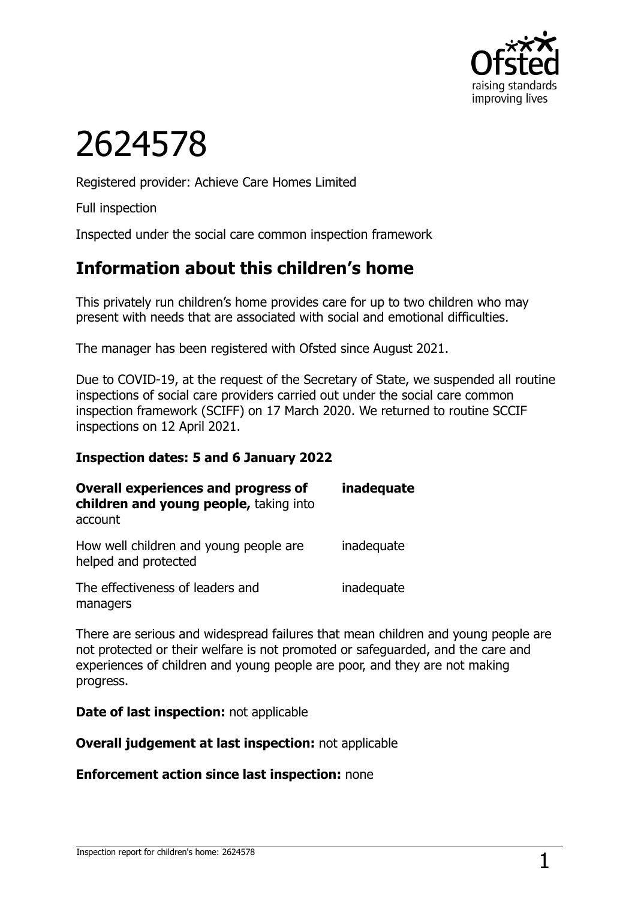# 2624578

Registered provider: Achieve Care Homes Limited

Full inspection

Inspected under the social care common inspection framework

## Information about this children's home

This privately run children's home provides care for up to two children who may present with needs that are associated with social and emotional difficulties.

The manager has been registered with Ofsted since August 2021.

Due to COVID-19, at the request of the Secretary of State, we suspended all routine inspections of social care providers carried out under the social care common inspection framework (SCIFF) on 17 March 2020. We returned to routine SCCIF inspections on 12 April 2021.

**Inspection dates: 5 and 6 January 2022**

| | |
|---|---|
| **Overall experiences and progress of children and young people,** taking into account | **inadequate** |
| How well children and young people are helped and protected | inadequate |
| The effectiveness of leaders and managers | inadequate |

There are serious and widespread failures that mean children and young people are not protected or their welfare is not promoted or safeguarded, and the care and experiences of children and young people are poor, and they are not making progress.

**Date of last inspection:** not applicable

**Overall judgement at last inspection:** not applicable

**Enforcement action since last inspection:** none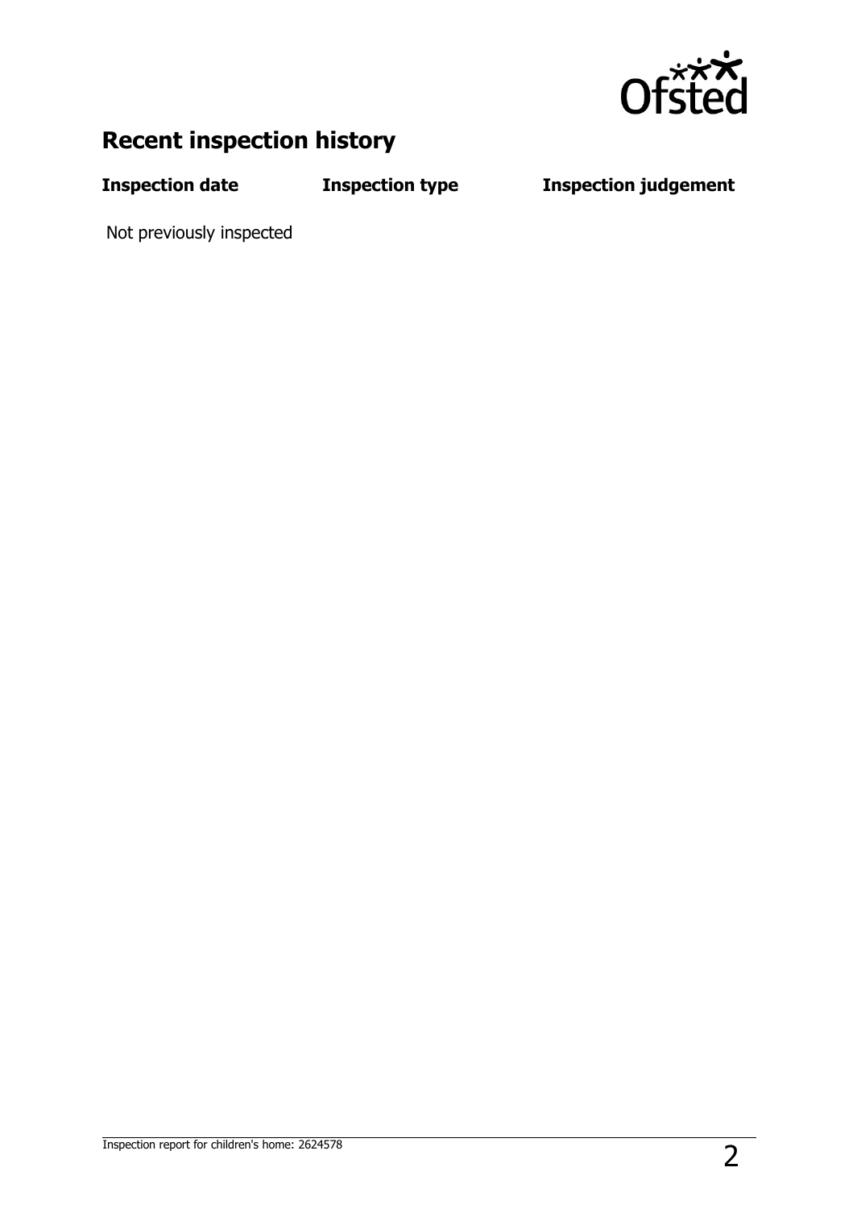## Recent inspection history

| Inspection date | Inspection type | Inspection judgement |
| --- | --- | --- |
| Not previously inspected | | |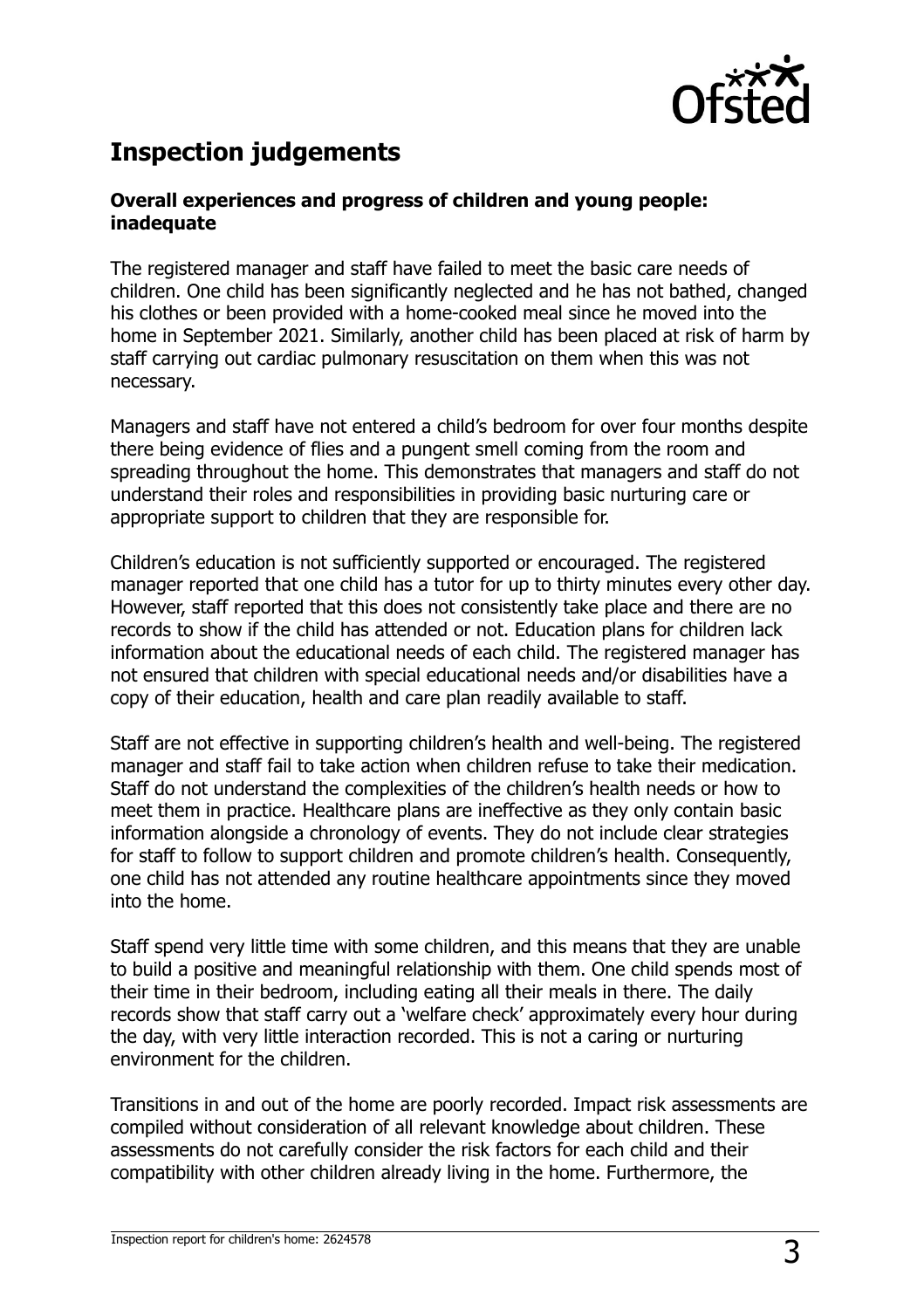## Inspection judgements

**Overall experiences and progress of children and young people: inadequate**

The registered manager and staff have failed to meet the basic care needs of children. One child has been significantly neglected and he has not bathed, changed his clothes or been provided with a home-cooked meal since he moved into the home in September 2021. Similarly, another child has been placed at risk of harm by staff carrying out cardiac pulmonary resuscitation on them when this was not necessary.

Managers and staff have not entered a child's bedroom for over four months despite there being evidence of flies and a pungent smell coming from the room and spreading throughout the home. This demonstrates that managers and staff do not understand their roles and responsibilities in providing basic nurturing care or appropriate support to children that they are responsible for.

Children's education is not sufficiently supported or encouraged. The registered manager reported that one child has a tutor for up to thirty minutes every other day. However, staff reported that this does not consistently take place and there are no records to show if the child has attended or not. Education plans for children lack information about the educational needs of each child. The registered manager has not ensured that children with special educational needs and/or disabilities have a copy of their education, health and care plan readily available to staff.

Staff are not effective in supporting children's health and well-being. The registered manager and staff fail to take action when children refuse to take their medication. Staff do not understand the complexities of the children's health needs or how to meet them in practice. Healthcare plans are ineffective as they only contain basic information alongside a chronology of events. They do not include clear strategies for staff to follow to support children and promote children's health. Consequently, one child has not attended any routine healthcare appointments since they moved into the home.

Staff spend very little time with some children, and this means that they are unable to build a positive and meaningful relationship with them. One child spends most of their time in their bedroom, including eating all their meals in there. The daily records show that staff carry out a 'welfare check' approximately every hour during the day, with very little interaction recorded. This is not a caring or nurturing environment for the children.

Transitions in and out of the home are poorly recorded. Impact risk assessments are compiled without consideration of all relevant knowledge about children. These assessments do not carefully consider the risk factors for each child and their compatibility with other children already living in the home. Furthermore, the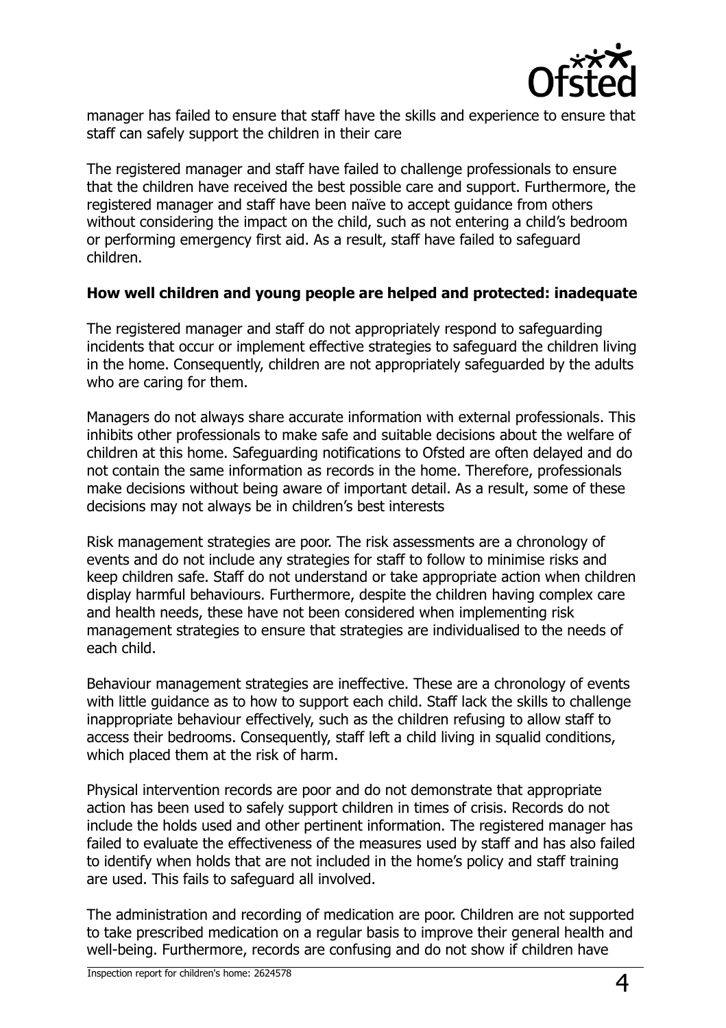manager has failed to ensure that staff have the skills and experience to ensure that staff can safely support the children in their care

The registered manager and staff have failed to challenge professionals to ensure that the children have received the best possible care and support. Furthermore, the registered manager and staff have been naïve to accept guidance from others without considering the impact on the child, such as not entering a child's bedroom or performing emergency first aid. As a result, staff have failed to safeguard children.

**How well children and young people are helped and protected: inadequate**

The registered manager and staff do not appropriately respond to safeguarding incidents that occur or implement effective strategies to safeguard the children living in the home. Consequently, children are not appropriately safeguarded by the adults who are caring for them.

Managers do not always share accurate information with external professionals. This inhibits other professionals to make safe and suitable decisions about the welfare of children at this home. Safeguarding notifications to Ofsted are often delayed and do not contain the same information as records in the home. Therefore, professionals make decisions without being aware of important detail. As a result, some of these decisions may not always be in children's best interests

Risk management strategies are poor. The risk assessments are a chronology of events and do not include any strategies for staff to follow to minimise risks and keep children safe. Staff do not understand or take appropriate action when children display harmful behaviours. Furthermore, despite the children having complex care and health needs, these have not been considered when implementing risk management strategies to ensure that strategies are individualised to the needs of each child.

Behaviour management strategies are ineffective. These are a chronology of events with little guidance as to how to support each child. Staff lack the skills to challenge inappropriate behaviour effectively, such as the children refusing to allow staff to access their bedrooms. Consequently, staff left a child living in squalid conditions, which placed them at the risk of harm.

Physical intervention records are poor and do not demonstrate that appropriate action has been used to safely support children in times of crisis. Records do not include the holds used and other pertinent information. The registered manager has failed to evaluate the effectiveness of the measures used by staff and has also failed to identify when holds that are not included in the home's policy and staff training are used. This fails to safeguard all involved.

The administration and recording of medication are poor. Children are not supported to take prescribed medication on a regular basis to improve their general health and well-being. Furthermore, records are confusing and do not show if children have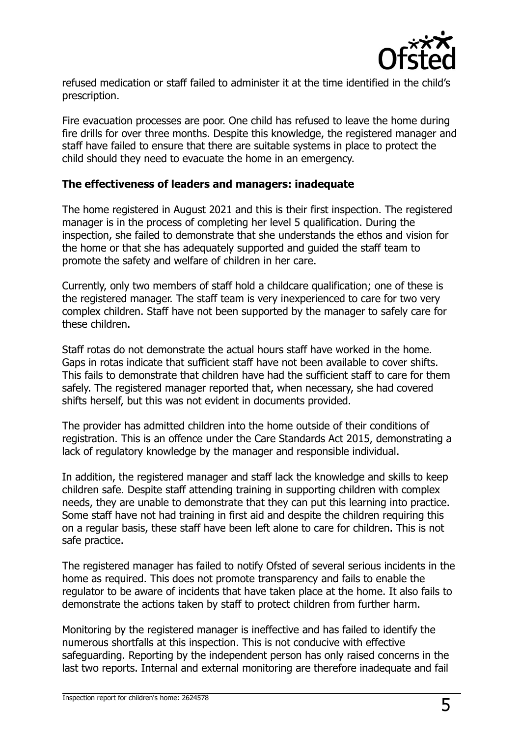refused medication or staff failed to administer it at the time identified in the child's prescription.

Fire evacuation processes are poor. One child has refused to leave the home during fire drills for over three months. Despite this knowledge, the registered manager and staff have failed to ensure that there are suitable systems in place to protect the child should they need to evacuate the home in an emergency.

**The effectiveness of leaders and managers: inadequate**

The home registered in August 2021 and this is their first inspection. The registered manager is in the process of completing her level 5 qualification. During the inspection, she failed to demonstrate that she understands the ethos and vision for the home or that she has adequately supported and guided the staff team to promote the safety and welfare of children in her care.

Currently, only two members of staff hold a childcare qualification; one of these is the registered manager. The staff team is very inexperienced to care for two very complex children. Staff have not been supported by the manager to safely care for these children.

Staff rotas do not demonstrate the actual hours staff have worked in the home. Gaps in rotas indicate that sufficient staff have not been available to cover shifts. This fails to demonstrate that children have had the sufficient staff to care for them safely. The registered manager reported that, when necessary, she had covered shifts herself, but this was not evident in documents provided.

The provider has admitted children into the home outside of their conditions of registration. This is an offence under the Care Standards Act 2015, demonstrating a lack of regulatory knowledge by the manager and responsible individual.

In addition, the registered manager and staff lack the knowledge and skills to keep children safe. Despite staff attending training in supporting children with complex needs, they are unable to demonstrate that they can put this learning into practice. Some staff have not had training in first aid and despite the children requiring this on a regular basis, these staff have been left alone to care for children. This is not safe practice.

The registered manager has failed to notify Ofsted of several serious incidents in the home as required. This does not promote transparency and fails to enable the regulator to be aware of incidents that have taken place at the home. It also fails to demonstrate the actions taken by staff to protect children from further harm.

Monitoring by the registered manager is ineffective and has failed to identify the numerous shortfalls at this inspection. This is not conducive with effective safeguarding. Reporting by the independent person has only raised concerns in the last two reports. Internal and external monitoring are therefore inadequate and fail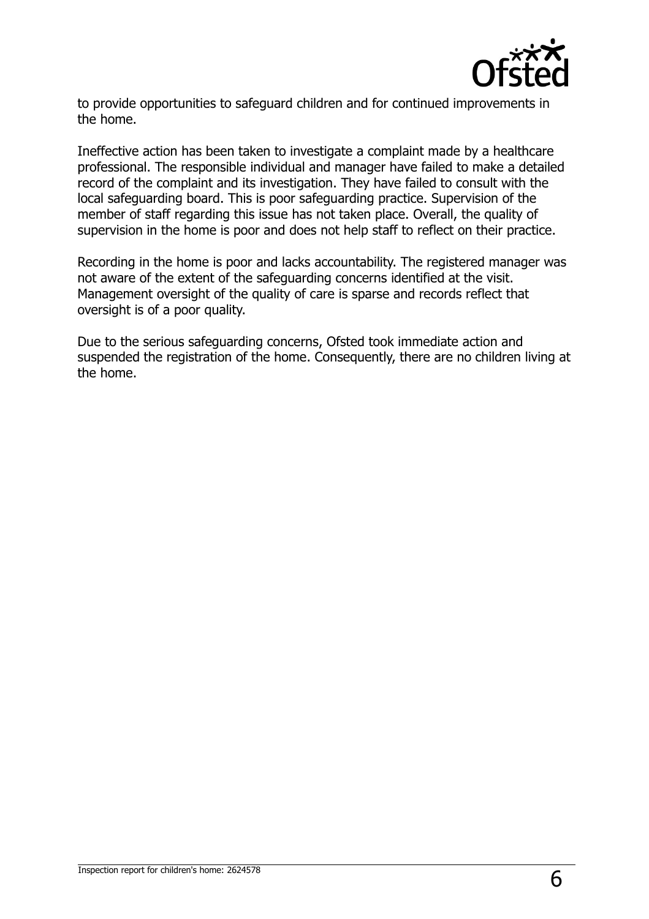to provide opportunities to safeguard children and for continued improvements in the home.

Ineffective action has been taken to investigate a complaint made by a healthcare professional. The responsible individual and manager have failed to make a detailed record of the complaint and its investigation. They have failed to consult with the local safeguarding board. This is poor safeguarding practice. Supervision of the member of staff regarding this issue has not taken place. Overall, the quality of supervision in the home is poor and does not help staff to reflect on their practice.

Recording in the home is poor and lacks accountability. The registered manager was not aware of the extent of the safeguarding concerns identified at the visit. Management oversight of the quality of care is sparse and records reflect that oversight is of a poor quality.

Due to the serious safeguarding concerns, Ofsted took immediate action and suspended the registration of the home. Consequently, there are no children living at the home.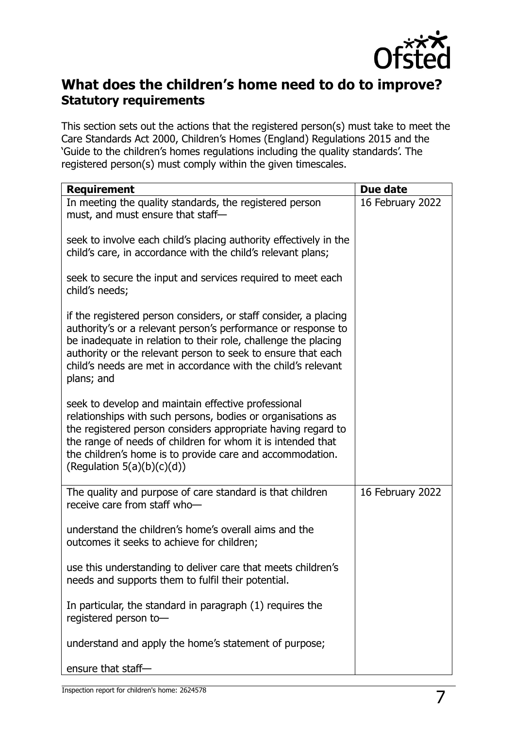## What does the children's home need to do to improve?

### Statutory requirements

This section sets out the actions that the registered person(s) must take to meet the Care Standards Act 2000, Children's Homes (England) Regulations 2015 and the 'Guide to the children's homes regulations including the quality standards'. The registered person(s) must comply within the given timescales.

| Requirement | Due date |
|---|---|
| In meeting the quality standards, the registered person must, and must ensure that staff—<br><br>seek to involve each child's placing authority effectively in the child's care, in accordance with the child's relevant plans;<br><br>seek to secure the input and services required to meet each child's needs;<br><br>if the registered person considers, or staff consider, a placing authority's or a relevant person's performance or response to be inadequate in relation to their role, challenge the placing authority or the relevant person to seek to ensure that each child's needs are met in accordance with the child's relevant plans; and<br><br>seek to develop and maintain effective professional relationships with such persons, bodies or organisations as the registered person considers appropriate having regard to the range of needs of children for whom it is intended that the children's home is to provide care and accommodation. (Regulation 5(a)(b)(c)(d)) | 16 February 2022 |
| The quality and purpose of care standard is that children receive care from staff who—<br><br>understand the children's home's overall aims and the outcomes it seeks to achieve for children;<br><br>use this understanding to deliver care that meets children's needs and supports them to fulfil their potential.<br><br>In particular, the standard in paragraph (1) requires the registered person to—<br><br>understand and apply the home's statement of purpose;<br><br>ensure that staff— | 16 February 2022 |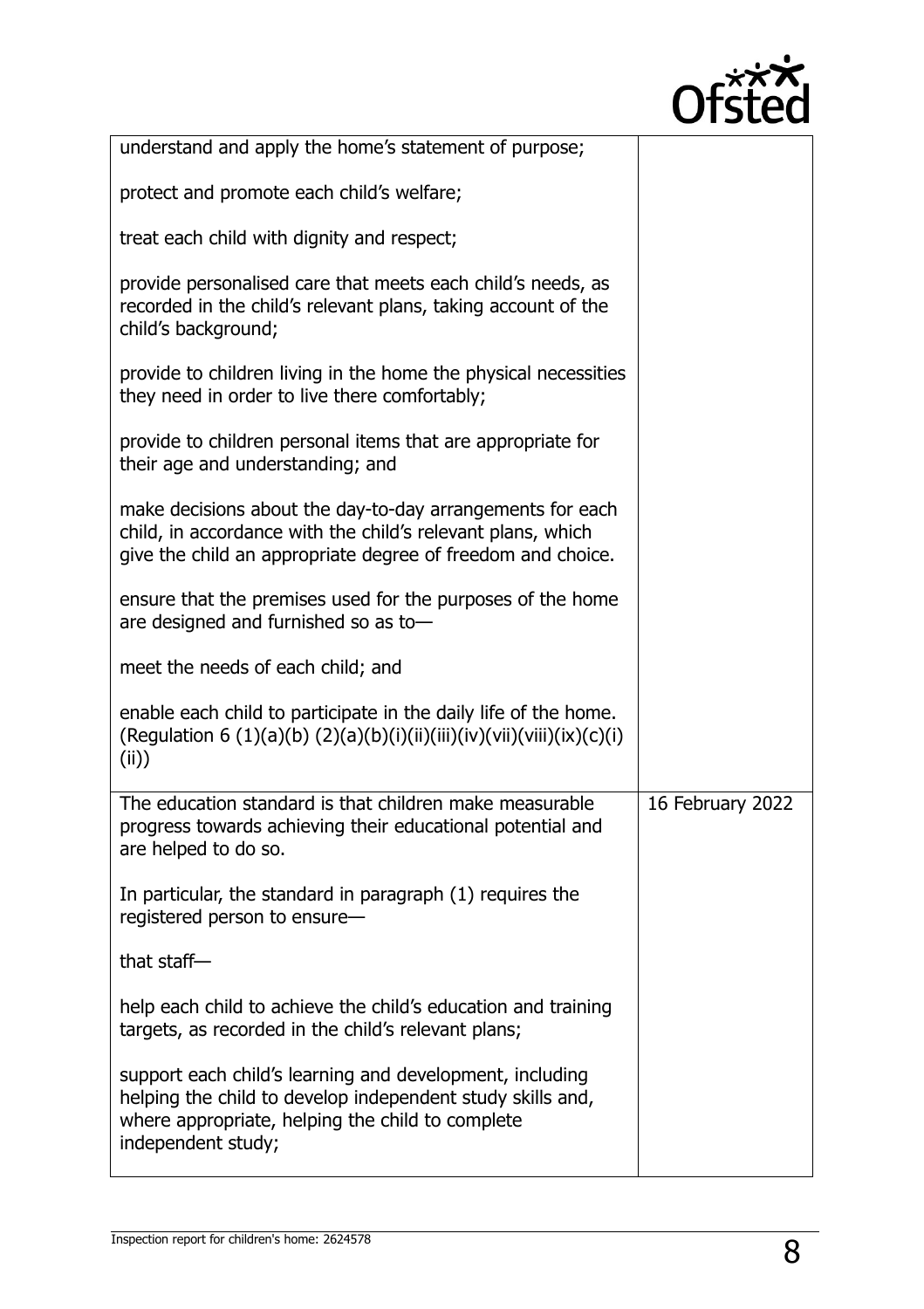| | |
|---|---|
| understand and apply the home's statement of purpose;<br><br>protect and promote each child's welfare;<br><br>treat each child with dignity and respect;<br><br>provide personalised care that meets each child's needs, as recorded in the child's relevant plans, taking account of the child's background;<br><br>provide to children living in the home the physical necessities they need in order to live there comfortably;<br><br>provide to children personal items that are appropriate for their age and understanding; and<br><br>make decisions about the day-to-day arrangements for each child, in accordance with the child's relevant plans, which give the child an appropriate degree of freedom and choice.<br><br>ensure that the premises used for the purposes of the home are designed and furnished so as to—<br><br>meet the needs of each child; and<br><br>enable each child to participate in the daily life of the home. (Regulation 6 (1)(a)(b) (2)(a)(b)(i)(ii)(iii)(iv)(vii)(viii)(ix)(c)(i)(ii)) | |
| The education standard is that children make measurable progress towards achieving their educational potential and are helped to do so.<br><br>In particular, the standard in paragraph (1) requires the registered person to ensure—<br><br>that staff—<br><br>help each child to achieve the child's education and training targets, as recorded in the child's relevant plans;<br><br>support each child's learning and development, including helping the child to develop independent study skills and, where appropriate, helping the child to complete independent study; | 16 February 2022 |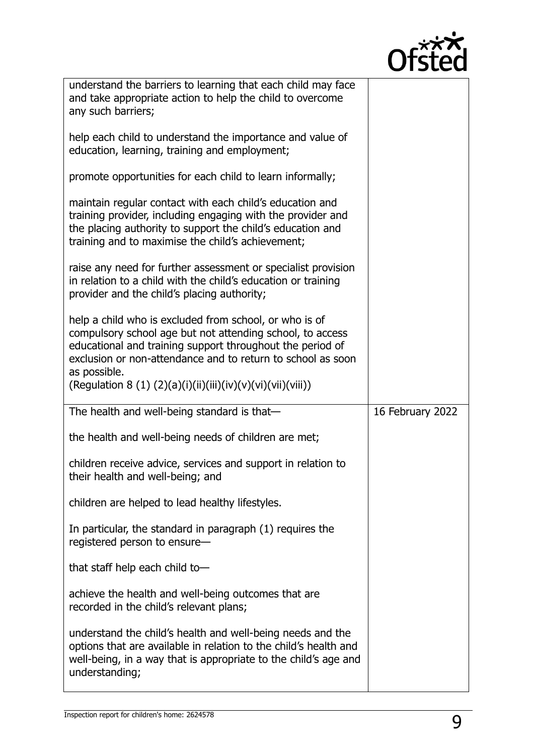| | |
|---|---|
| understand the barriers to learning that each child may face and take appropriate action to help the child to overcome any such barriers;<br><br>help each child to understand the importance and value of education, learning, training and employment;<br><br>promote opportunities for each child to learn informally;<br><br>maintain regular contact with each child's education and training provider, including engaging with the provider and the placing authority to support the child's education and training and to maximise the child's achievement;<br><br>raise any need for further assessment or specialist provision in relation to a child with the child's education or training provider and the child's placing authority;<br><br>help a child who is excluded from school, or who is of compulsory school age but not attending school, to access educational and training support throughout the period of exclusion or non-attendance and to return to school as soon as possible.<br>(Regulation 8 (1) (2)(a)(i)(ii)(iii)(iv)(v)(vi)(vii)(viii)) | |
| The health and well-being standard is that—<br><br>the health and well-being needs of children are met;<br><br>children receive advice, services and support in relation to their health and well-being; and<br><br>children are helped to lead healthy lifestyles.<br><br>In particular, the standard in paragraph (1) requires the registered person to ensure—<br><br>that staff help each child to—<br><br>achieve the health and well-being outcomes that are recorded in the child's relevant plans;<br><br>understand the child's health and well-being needs and the options that are available in relation to the child's health and well-being, in a way that is appropriate to the child's age and understanding; | 16 February 2022 |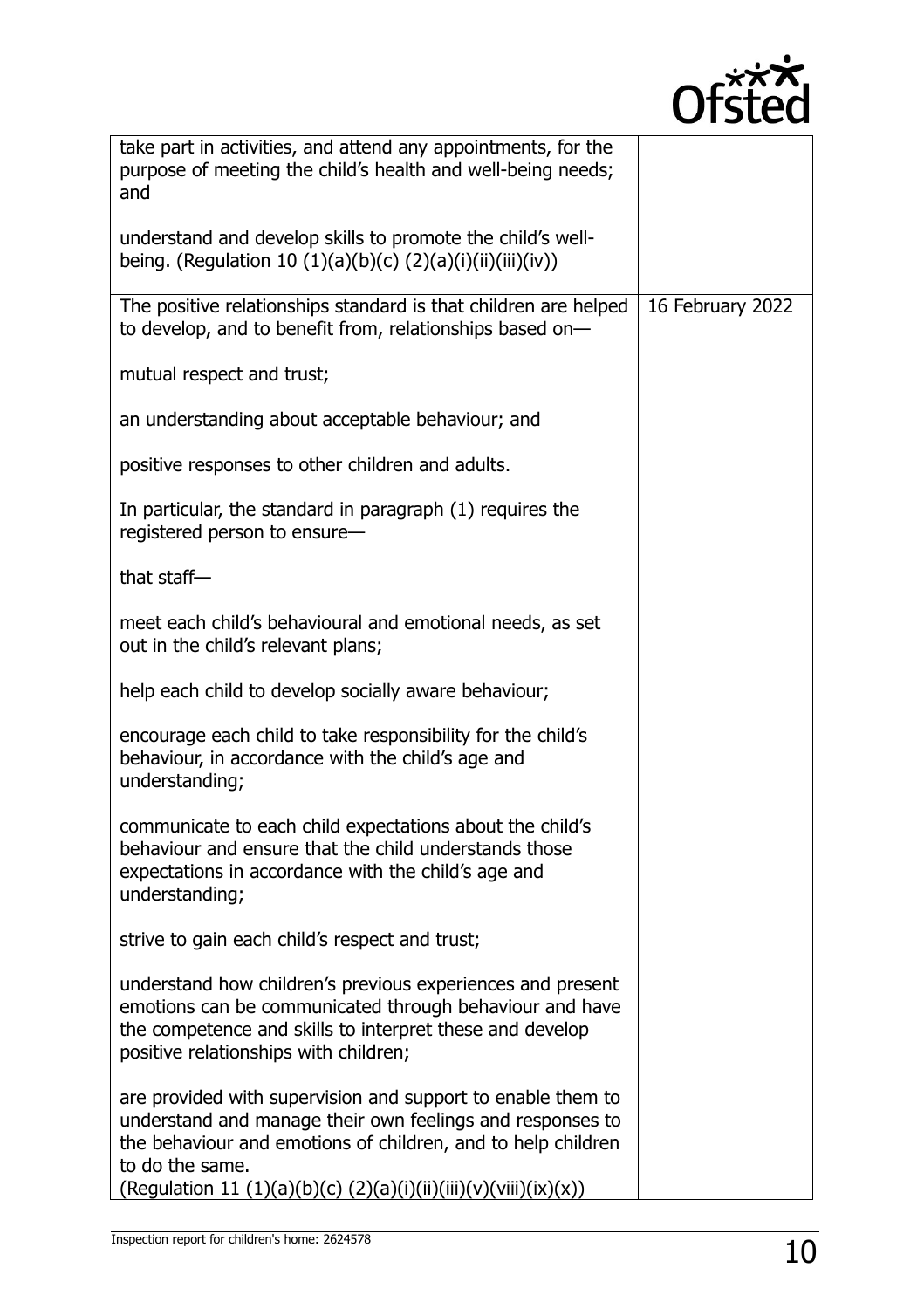| | |
|---|---|
| take part in activities, and attend any appointments, for the purpose of meeting the child's health and well-being needs; and<br><br>understand and develop skills to promote the child's well-being. (Regulation 10 (1)(a)(b)(c) (2)(a)(i)(ii)(iii)(iv)) | |
| The positive relationships standard is that children are helped to develop, and to benefit from, relationships based on—<br><br>mutual respect and trust;<br><br>an understanding about acceptable behaviour; and<br><br>positive responses to other children and adults.<br><br>In particular, the standard in paragraph (1) requires the registered person to ensure—<br><br>that staff—<br><br>meet each child's behavioural and emotional needs, as set out in the child's relevant plans;<br><br>help each child to develop socially aware behaviour;<br><br>encourage each child to take responsibility for the child's behaviour, in accordance with the child's age and understanding;<br><br>communicate to each child expectations about the child's behaviour and ensure that the child understands those expectations in accordance with the child's age and understanding;<br><br>strive to gain each child's respect and trust;<br><br>understand how children's previous experiences and present emotions can be communicated through behaviour and have the competence and skills to interpret these and develop positive relationships with children;<br><br>are provided with supervision and support to enable them to understand and manage their own feelings and responses to the behaviour and emotions of children, and to help children to do the same.<br>(Regulation 11 (1)(a)(b)(c) (2)(a)(i)(ii)(iii)(v)(viii)(ix)(x)) | 16 February 2022 |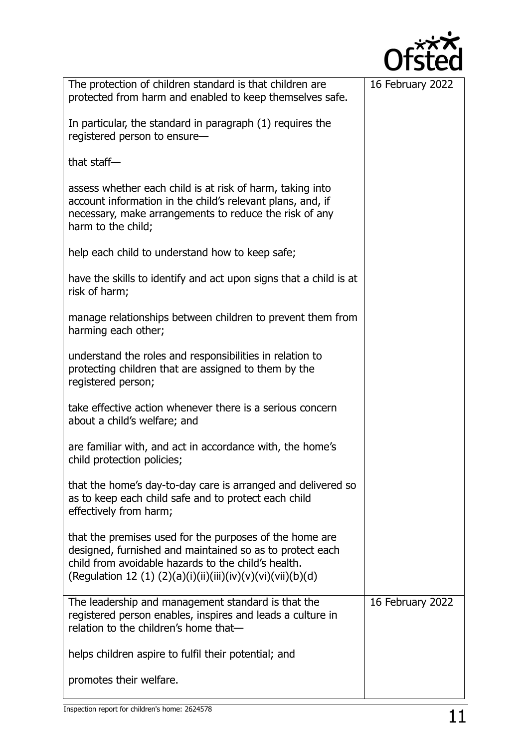| | |
|---|---|
| The protection of children standard is that children are protected from harm and enabled to keep themselves safe.<br><br>In particular, the standard in paragraph (1) requires the registered person to ensure—<br><br>that staff—<br><br>assess whether each child is at risk of harm, taking into account information in the child's relevant plans, and, if necessary, make arrangements to reduce the risk of any harm to the child;<br><br>help each child to understand how to keep safe;<br><br>have the skills to identify and act upon signs that a child is at risk of harm;<br><br>manage relationships between children to prevent them from harming each other;<br><br>understand the roles and responsibilities in relation to protecting children that are assigned to them by the registered person;<br><br>take effective action whenever there is a serious concern about a child's welfare; and<br><br>are familiar with, and act in accordance with, the home's child protection policies;<br><br>that the home's day-to-day care is arranged and delivered so as to keep each child safe and to protect each child effectively from harm;<br><br>that the premises used for the purposes of the home are designed, furnished and maintained so as to protect each child from avoidable hazards to the child's health.<br>(Regulation 12 (1) (2)(a)(i)(ii)(iii)(iv)(v)(vi)(vii)(b)(d) | 16 February 2022 |
| The leadership and management standard is that the registered person enables, inspires and leads a culture in relation to the children's home that—<br><br>helps children aspire to fulfil their potential; and<br><br>promotes their welfare. | 16 February 2022 |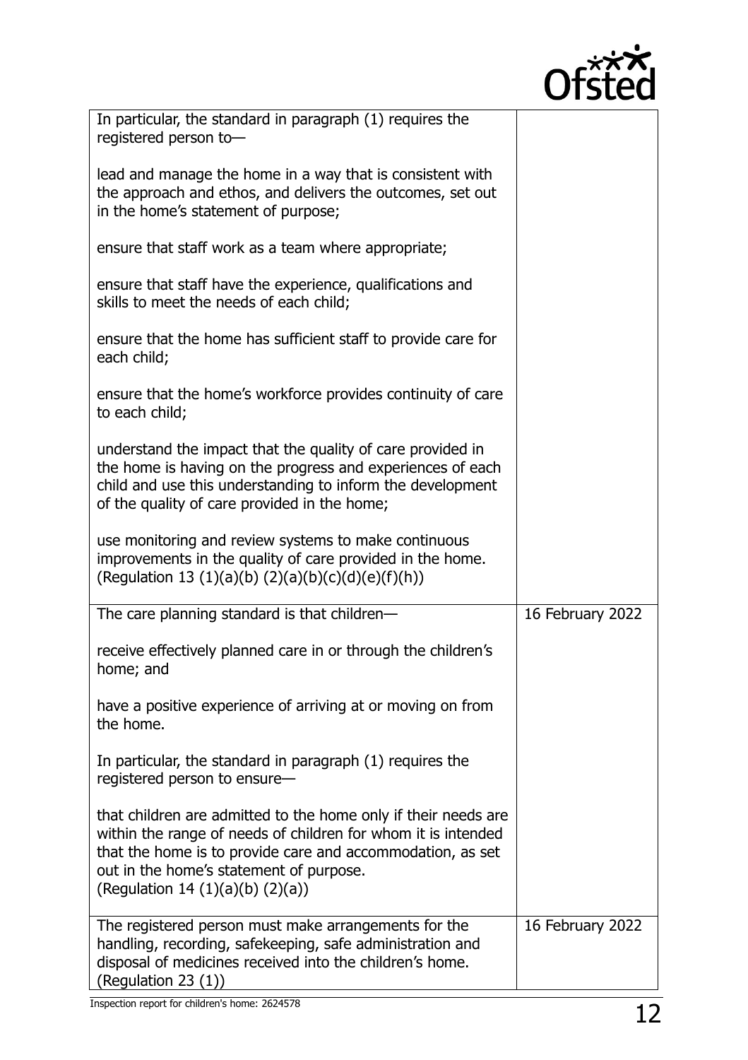| | |
|---|---|
| In particular, the standard in paragraph (1) requires the registered person to—<br><br>lead and manage the home in a way that is consistent with the approach and ethos, and delivers the outcomes, set out in the home's statement of purpose;<br><br>ensure that staff work as a team where appropriate;<br><br>ensure that staff have the experience, qualifications and skills to meet the needs of each child;<br><br>ensure that the home has sufficient staff to provide care for each child;<br><br>ensure that the home's workforce provides continuity of care to each child;<br><br>understand the impact that the quality of care provided in the home is having on the progress and experiences of each child and use this understanding to inform the development of the quality of care provided in the home;<br><br>use monitoring and review systems to make continuous improvements in the quality of care provided in the home.<br>(Regulation 13 (1)(a)(b) (2)(a)(b)(c)(d)(e)(f)(h)) | |
| The care planning standard is that children—<br><br>receive effectively planned care in or through the children's home; and<br><br>have a positive experience of arriving at or moving on from the home.<br><br>In particular, the standard in paragraph (1) requires the registered person to ensure—<br><br>that children are admitted to the home only if their needs are within the range of needs of children for whom it is intended that the home is to provide care and accommodation, as set out in the home's statement of purpose.<br>(Regulation 14 (1)(a)(b) (2)(a)) | 16 February 2022 |
| The registered person must make arrangements for the handling, recording, safekeeping, safe administration and disposal of medicines received into the children's home.<br>(Regulation 23 (1)) | 16 February 2022 |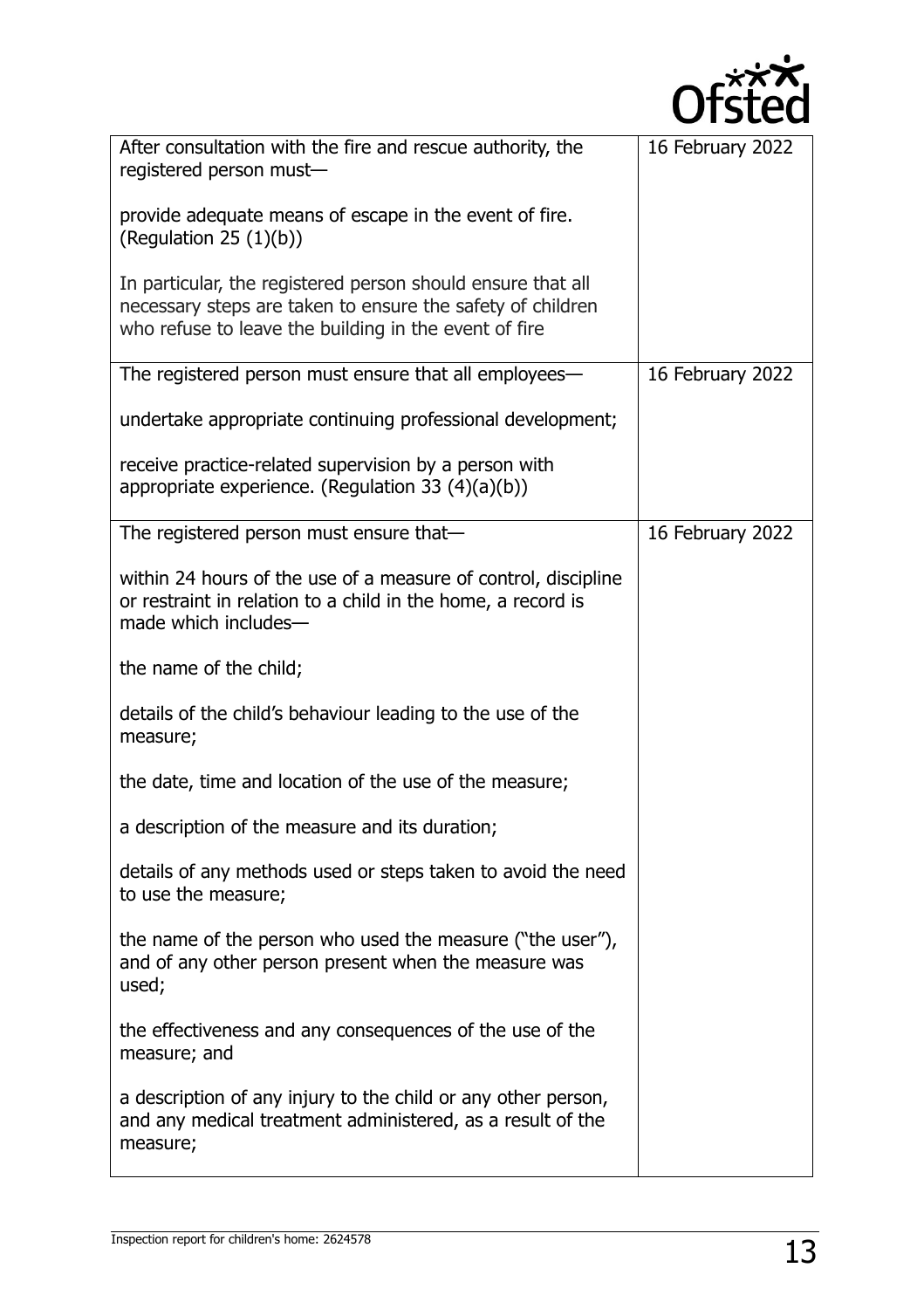| | |
|---|---|
| After consultation with the fire and rescue authority, the registered person must—<br><br>provide adequate means of escape in the event of fire. (Regulation 25 (1)(b))<br><br>In particular, the registered person should ensure that all necessary steps are taken to ensure the safety of children who refuse to leave the building in the event of fire | 16 February 2022 |
| The registered person must ensure that all employees—<br><br>undertake appropriate continuing professional development;<br><br>receive practice-related supervision by a person with appropriate experience. (Regulation 33 (4)(a)(b)) | 16 February 2022 |
| The registered person must ensure that—<br><br>within 24 hours of the use of a measure of control, discipline or restraint in relation to a child in the home, a record is made which includes—<br><br>the name of the child;<br><br>details of the child's behaviour leading to the use of the measure;<br><br>the date, time and location of the use of the measure;<br><br>a description of the measure and its duration;<br><br>details of any methods used or steps taken to avoid the need to use the measure;<br><br>the name of the person who used the measure ("the user"), and of any other person present when the measure was used;<br><br>the effectiveness and any consequences of the use of the measure; and<br><br>a description of any injury to the child or any other person, and any medical treatment administered, as a result of the measure; | 16 February 2022 |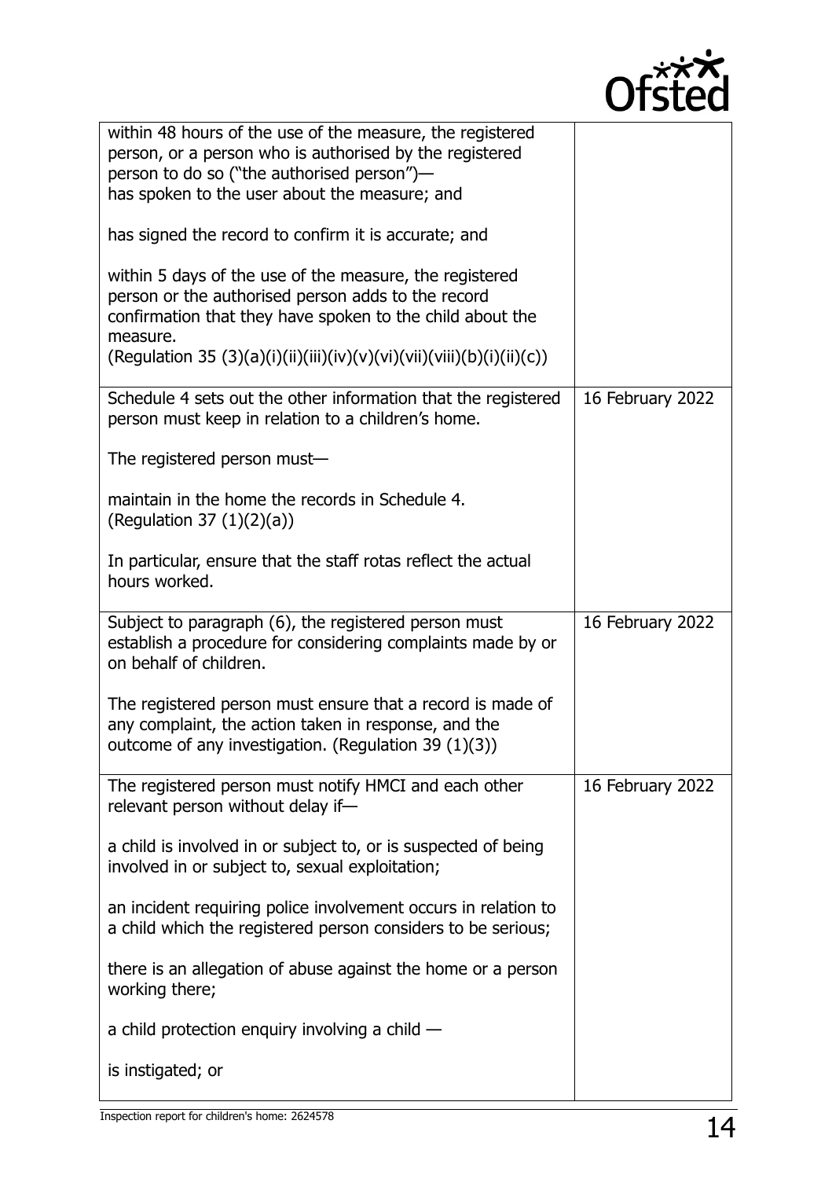| | |
|---|---|
| within 48 hours of the use of the measure, the registered person, or a person who is authorised by the registered person to do so ("the authorised person")—<br>has spoken to the user about the measure; and<br><br>has signed the record to confirm it is accurate; and<br><br>within 5 days of the use of the measure, the registered person or the authorised person adds to the record confirmation that they have spoken to the child about the measure.<br>(Regulation 35 (3)(a)(i)(ii)(iii)(iv)(v)(vi)(vii)(viii)(b)(i)(ii)(c)) | |
| Schedule 4 sets out the other information that the registered person must keep in relation to a children's home.<br><br>The registered person must—<br><br>maintain in the home the records in Schedule 4.<br>(Regulation 37 (1)(2)(a))<br><br>In particular, ensure that the staff rotas reflect the actual hours worked. | 16 February 2022 |
| Subject to paragraph (6), the registered person must establish a procedure for considering complaints made by or on behalf of children.<br><br>The registered person must ensure that a record is made of any complaint, the action taken in response, and the outcome of any investigation. (Regulation 39 (1)(3)) | 16 February 2022 |
| The registered person must notify HMCI and each other relevant person without delay if—<br><br>a child is involved in or subject to, or is suspected of being involved in or subject to, sexual exploitation;<br><br>an incident requiring police involvement occurs in relation to a child which the registered person considers to be serious;<br><br>there is an allegation of abuse against the home or a person working there;<br><br>a child protection enquiry involving a child —<br><br>is instigated; or | 16 February 2022 |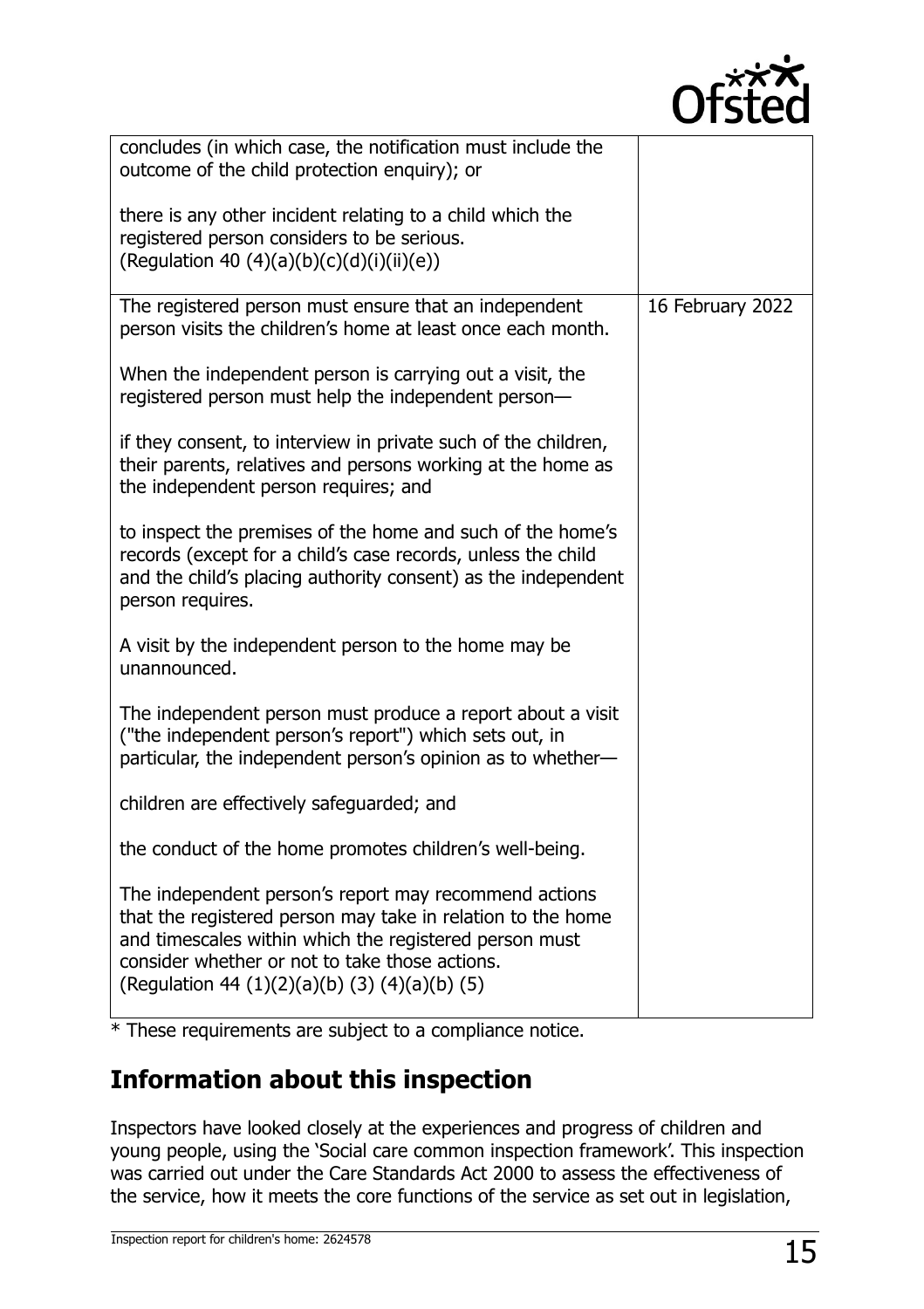| | |
|---|---|
| concludes (in which case, the notification must include the outcome of the child protection enquiry); or<br><br>there is any other incident relating to a child which the registered person considers to be serious.<br>(Regulation 40 (4)(a)(b)(c)(d)(i)(ii)(e)) | |
| The registered person must ensure that an independent person visits the children's home at least once each month.<br><br>When the independent person is carrying out a visit, the registered person must help the independent person—<br><br>if they consent, to interview in private such of the children, their parents, relatives and persons working at the home as the independent person requires; and<br><br>to inspect the premises of the home and such of the home's records (except for a child's case records, unless the child and the child's placing authority consent) as the independent person requires.<br><br>A visit by the independent person to the home may be unannounced.<br><br>The independent person must produce a report about a visit ("the independent person's report") which sets out, in particular, the independent person's opinion as to whether—<br><br>children are effectively safeguarded; and<br><br>the conduct of the home promotes children's well-being.<br><br>The independent person's report may recommend actions that the registered person may take in relation to the home and timescales within which the registered person must consider whether or not to take those actions.<br>(Regulation 44 (1)(2)(a)(b) (3) (4)(a)(b) (5) | 16 February 2022 |

* These requirements are subject to a compliance notice.

## Information about this inspection

Inspectors have looked closely at the experiences and progress of children and young people, using the 'Social care common inspection framework'. This inspection was carried out under the Care Standards Act 2000 to assess the effectiveness of the service, how it meets the core functions of the service as set out in legislation,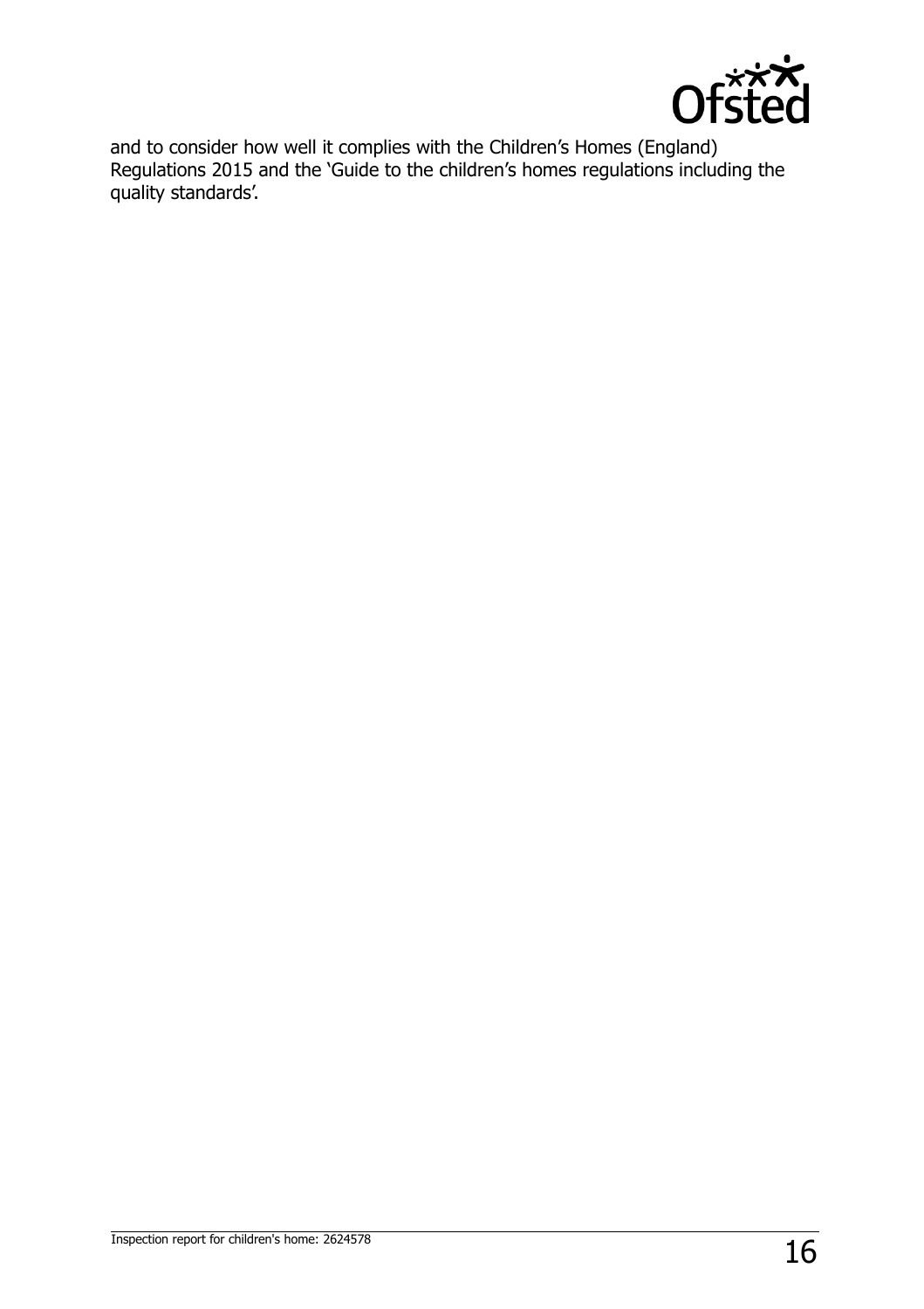and to consider how well it complies with the Children's Homes (England) Regulations 2015 and the 'Guide to the children's homes regulations including the quality standards'.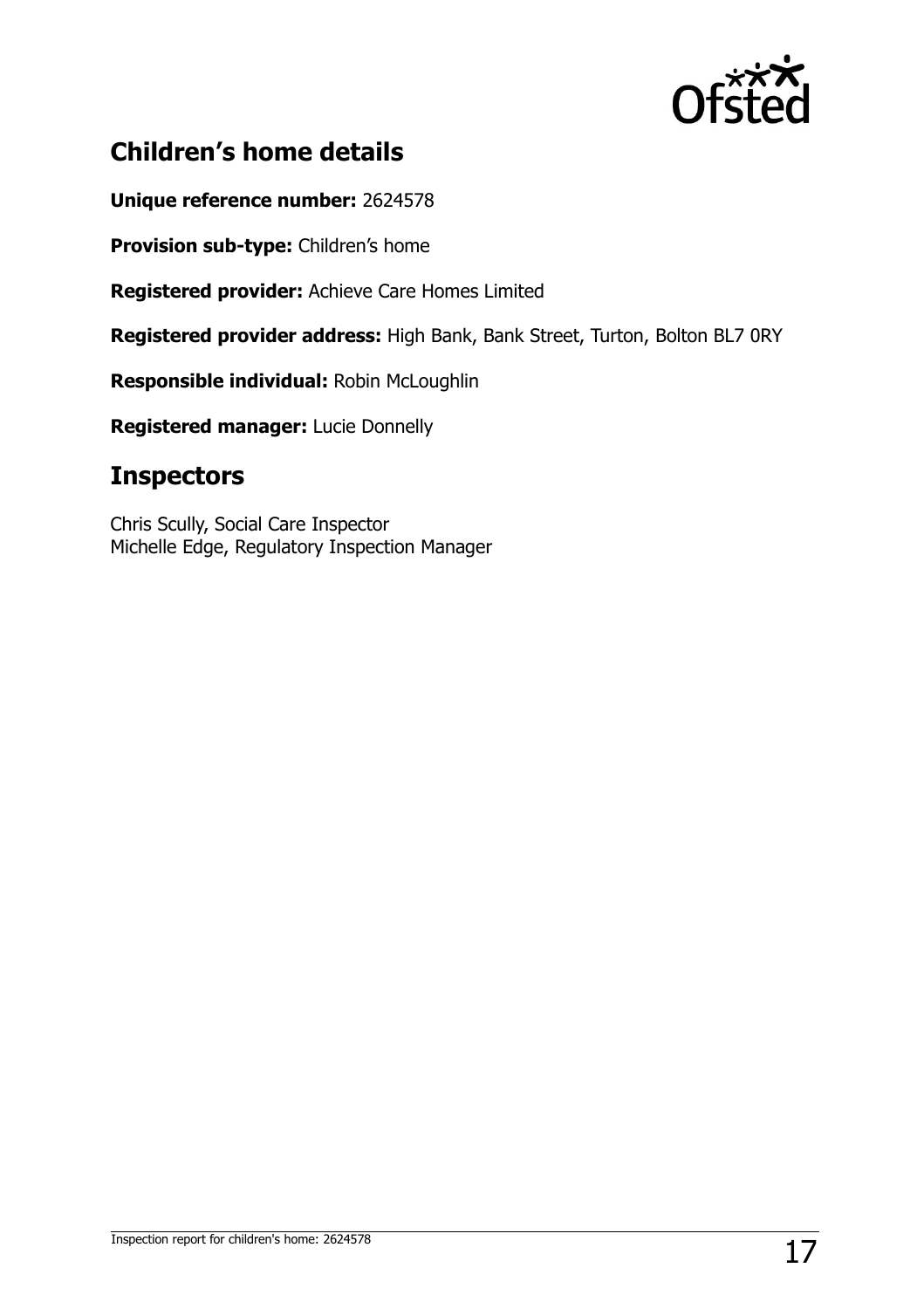## Children's home details

**Unique reference number:** 2624578

**Provision sub-type:** Children's home

**Registered provider:** Achieve Care Homes Limited

**Registered provider address:** High Bank, Bank Street, Turton, Bolton BL7 0RY

**Responsible individual:** Robin McLoughlin

**Registered manager:** Lucie Donnelly

## Inspectors

Chris Scully, Social Care Inspector
Michelle Edge, Regulatory Inspection Manager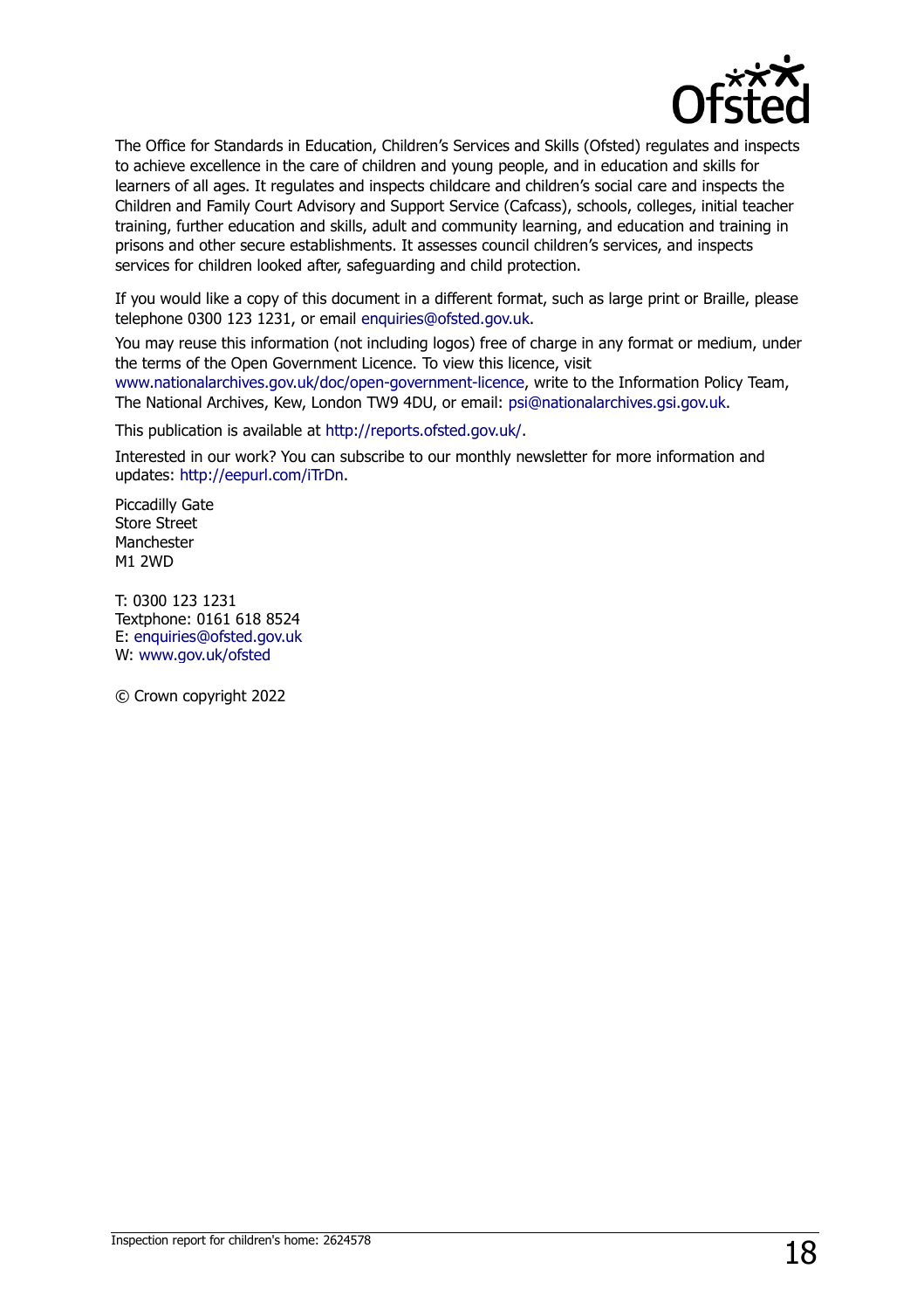The Office for Standards in Education, Children's Services and Skills (Ofsted) regulates and inspects to achieve excellence in the care of children and young people, and in education and skills for learners of all ages. It regulates and inspects childcare and children's social care and inspects the Children and Family Court Advisory and Support Service (Cafcass), schools, colleges, initial teacher training, further education and skills, adult and community learning, and education and training in prisons and other secure establishments. It assesses council children's services, and inspects services for children looked after, safeguarding and child protection.

If you would like a copy of this document in a different format, such as large print or Braille, please telephone 0300 123 1231, or email enquiries@ofsted.gov.uk.

You may reuse this information (not including logos) free of charge in any format or medium, under the terms of the Open Government Licence. To view this licence, visit www.nationalarchives.gov.uk/doc/open-government-licence, write to the Information Policy Team, The National Archives, Kew, London TW9 4DU, or email: psi@nationalarchives.gsi.gov.uk.

This publication is available at http://reports.ofsted.gov.uk/.

Interested in our work? You can subscribe to our monthly newsletter for more information and updates: http://eepurl.com/iTrDn.

Piccadilly Gate
Store Street
Manchester
M1 2WD

T: 0300 123 1231
Textphone: 0161 618 8524
E: enquiries@ofsted.gov.uk
W: www.gov.uk/ofsted

© Crown copyright 2022